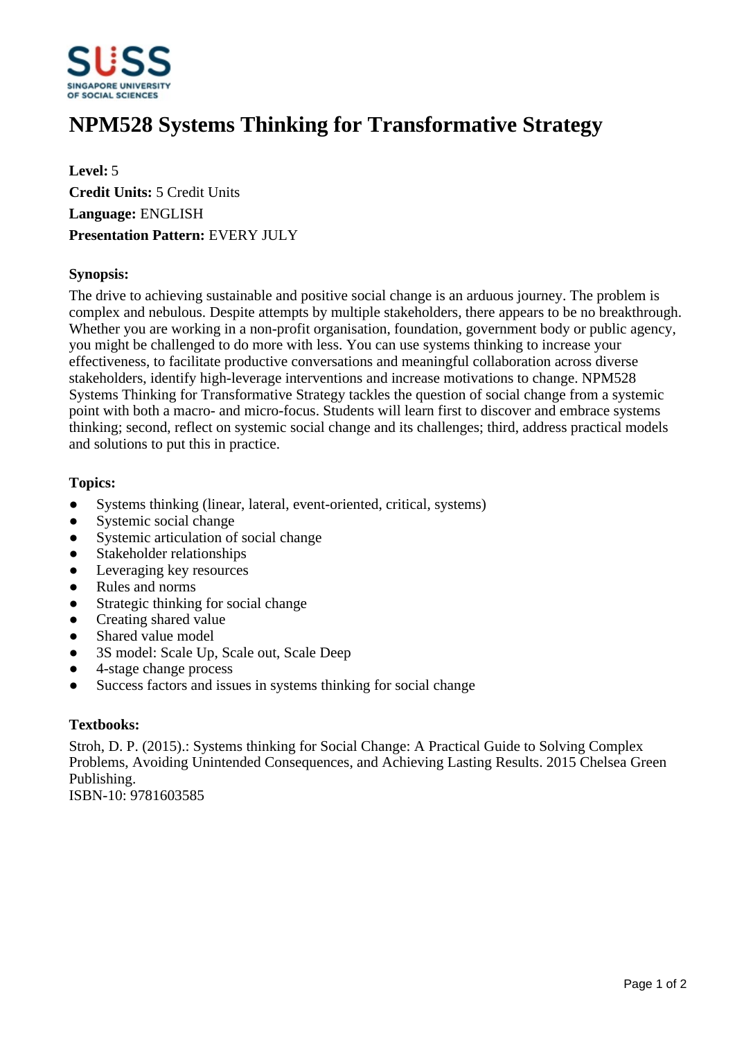# NPM528 Systems Thinking for Transformative Strategy

**Level:** 5
**Credit Units:** 5 Credit Units
**Language:** ENGLISH
**Presentation Pattern:** EVERY JULY

### Synopsis:

The drive to achieving sustainable and positive social change is an arduous journey. The problem is complex and nebulous. Despite attempts by multiple stakeholders, there appears to be no breakthrough. Whether you are working in a non-profit organisation, foundation, government body or public agency, you might be challenged to do more with less. You can use systems thinking to increase your effectiveness, to facilitate productive conversations and meaningful collaboration across diverse stakeholders, identify high-leverage interventions and increase motivations to change. NPM528 Systems Thinking for Transformative Strategy tackles the question of social change from a systemic point with both a macro- and micro-focus. Students will learn first to discover and embrace systems thinking; second, reflect on systemic social change and its challenges; third, address practical models and solutions to put this in practice.

### Topics:

- Systems thinking (linear, lateral, event-oriented, critical, systems)
- Systemic social change
- Systemic articulation of social change
- Stakeholder relationships
- Leveraging key resources
- Rules and norms
- Strategic thinking for social change
- Creating shared value
- Shared value model
- 3S model: Scale Up, Scale out, Scale Deep
- 4-stage change process
- Success factors and issues in systems thinking for social change

### Textbooks:

Stroh, D. P. (2015).: Systems thinking for Social Change: A Practical Guide to Solving Complex Problems, Avoiding Unintended Consequences, and Achieving Lasting Results. 2015 Chelsea Green Publishing.
ISBN-10: 9781603585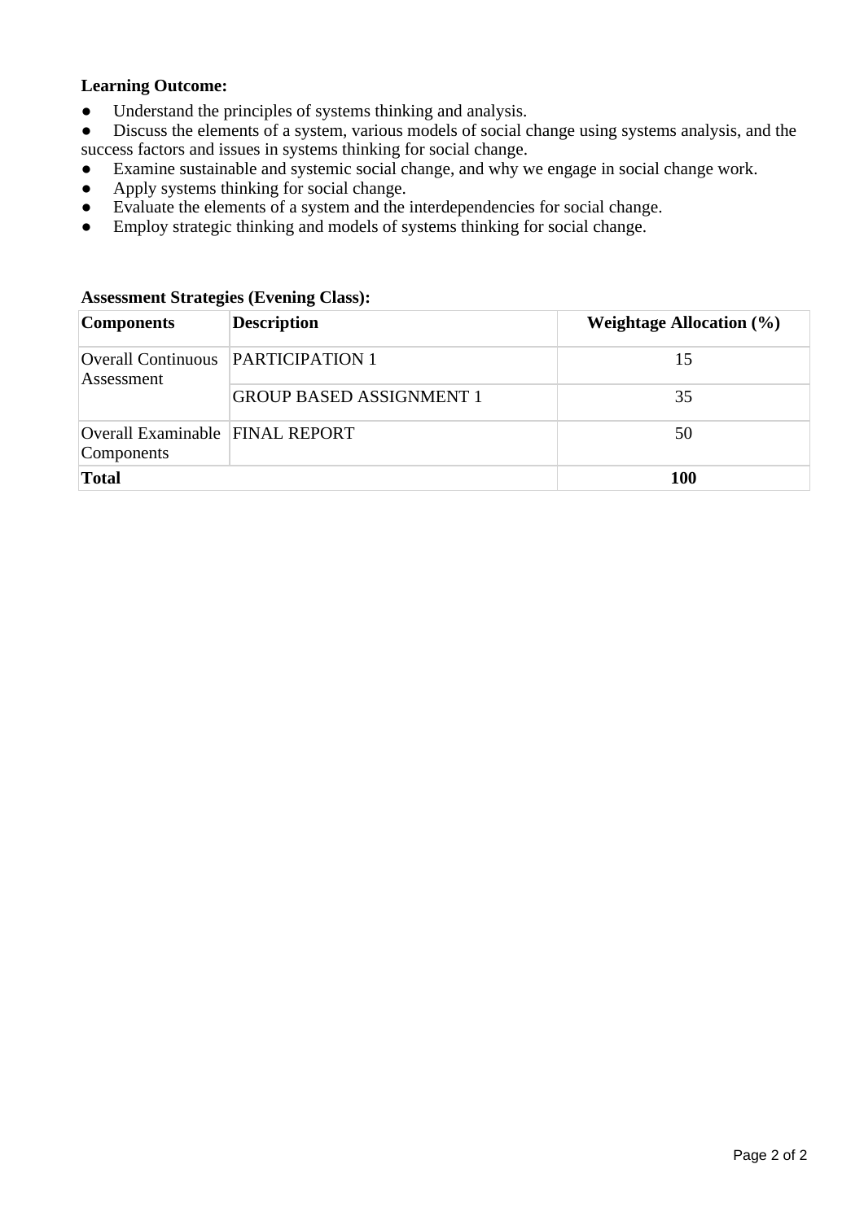**Learning Outcome:**

- Understand the principles of systems thinking and analysis.
- Discuss the elements of a system, various models of social change using systems analysis, and the success factors and issues in systems thinking for social change.
- Examine sustainable and systemic social change, and why we engage in social change work.
- Apply systems thinking for social change.
- Evaluate the elements of a system and the interdependencies for social change.
- Employ strategic thinking and models of systems thinking for social change.

**Assessment Strategies (Evening Class):**

| Components | Description | Weightage Allocation (%) |
|---|---|---|
| Overall Continuous Assessment | PARTICIPATION 1 | 15 |
| | GROUP BASED ASSIGNMENT 1 | 35 |
| Overall Examinable Components | FINAL REPORT | 50 |
| **Total** | | **100** |